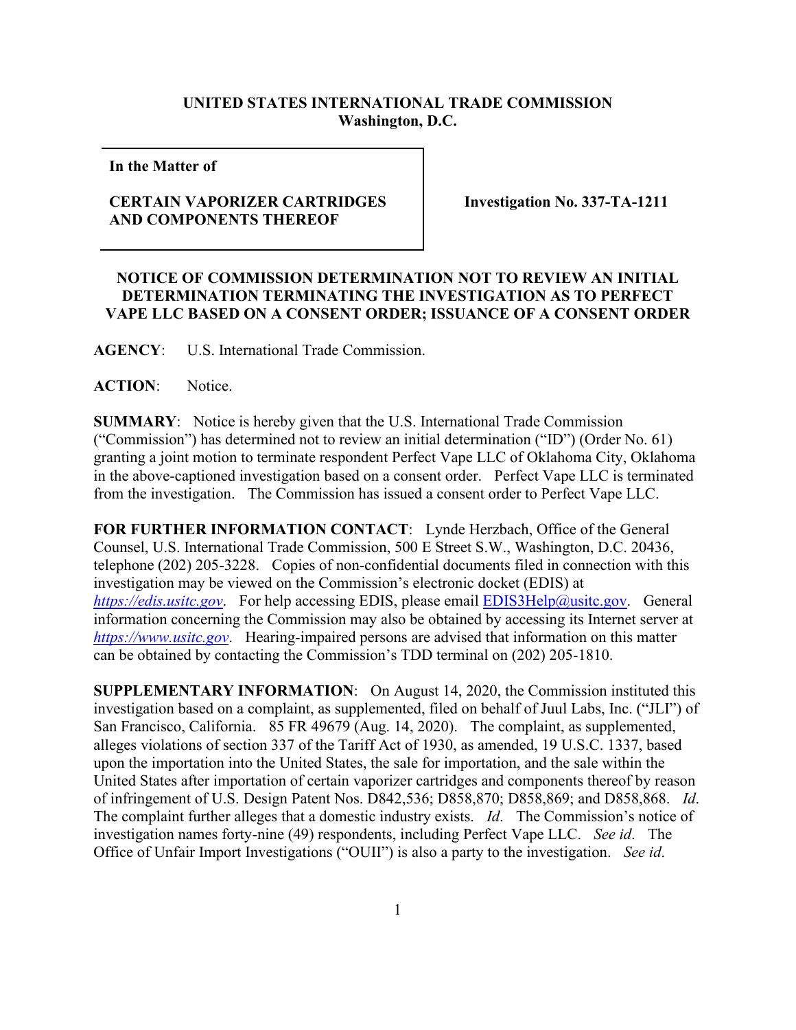**UNITED STATES INTERNATIONAL TRADE COMMISSION**
**Washington, D.C.**

| In the Matter of<br><br>**CERTAIN VAPORIZER CARTRIDGES AND COMPONENTS THEREOF** | **Investigation No. 337-TA-1211** |
|---|---|

**NOTICE OF COMMISSION DETERMINATION NOT TO REVIEW AN INITIAL DETERMINATION TERMINATING THE INVESTIGATION AS TO PERFECT VAPE LLC BASED ON A CONSENT ORDER; ISSUANCE OF A CONSENT ORDER**

**AGENCY**: U.S. International Trade Commission.

**ACTION**: Notice.

**SUMMARY**: Notice is hereby given that the U.S. International Trade Commission ("Commission") has determined not to review an initial determination ("ID") (Order No. 61) granting a joint motion to terminate respondent Perfect Vape LLC of Oklahoma City, Oklahoma in the above-captioned investigation based on a consent order. Perfect Vape LLC is terminated from the investigation. The Commission has issued a consent order to Perfect Vape LLC.

**FOR FURTHER INFORMATION CONTACT**: Lynde Herzbach, Office of the General Counsel, U.S. International Trade Commission, 500 E Street S.W., Washington, D.C. 20436, telephone (202) 205-3228. Copies of non-confidential documents filed in connection with this investigation may be viewed on the Commission's electronic docket (EDIS) at *https://edis.usitc.gov*. For help accessing EDIS, please email EDIS3Help@usitc.gov. General information concerning the Commission may also be obtained by accessing its Internet server at *https://www.usitc.gov*. Hearing-impaired persons are advised that information on this matter can be obtained by contacting the Commission's TDD terminal on (202) 205-1810.

**SUPPLEMENTARY INFORMATION**: On August 14, 2020, the Commission instituted this investigation based on a complaint, as supplemented, filed on behalf of Juul Labs, Inc. ("JLI") of San Francisco, California. 85 FR 49679 (Aug. 14, 2020). The complaint, as supplemented, alleges violations of section 337 of the Tariff Act of 1930, as amended, 19 U.S.C. 1337, based upon the importation into the United States, the sale for importation, and the sale within the United States after importation of certain vaporizer cartridges and components thereof by reason of infringement of U.S. Design Patent Nos. D842,536; D858,870; D858,869; and D858,868. *Id*. The complaint further alleges that a domestic industry exists. *Id*. The Commission's notice of investigation names forty-nine (49) respondents, including Perfect Vape LLC. *See id*. The Office of Unfair Import Investigations ("OUII") is also a party to the investigation. *See id*.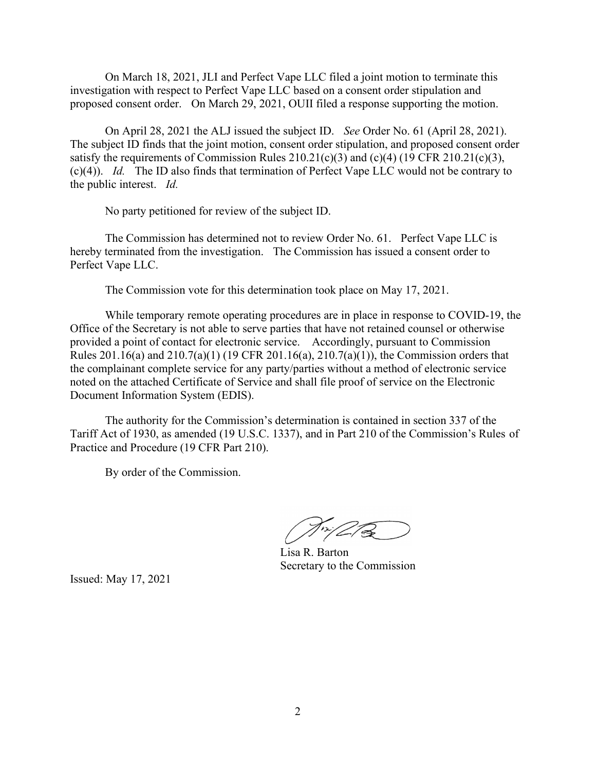On March 18, 2021, JLI and Perfect Vape LLC filed a joint motion to terminate this investigation with respect to Perfect Vape LLC based on a consent order stipulation and proposed consent order. On March 29, 2021, OUII filed a response supporting the motion.

On April 28, 2021 the ALJ issued the subject ID. *See* Order No. 61 (April 28, 2021). The subject ID finds that the joint motion, consent order stipulation, and proposed consent order satisfy the requirements of Commission Rules 210.21(c)(3) and (c)(4) (19 CFR 210.21(c)(3), (c)(4)). *Id.* The ID also finds that termination of Perfect Vape LLC would not be contrary to the public interest. *Id.*

No party petitioned for review of the subject ID.

The Commission has determined not to review Order No. 61. Perfect Vape LLC is hereby terminated from the investigation. The Commission has issued a consent order to Perfect Vape LLC.

The Commission vote for this determination took place on May 17, 2021.

While temporary remote operating procedures are in place in response to COVID-19, the Office of the Secretary is not able to serve parties that have not retained counsel or otherwise provided a point of contact for electronic service. Accordingly, pursuant to Commission Rules 201.16(a) and 210.7(a)(1) (19 CFR 201.16(a), 210.7(a)(1)), the Commission orders that the complainant complete service for any party/parties without a method of electronic service noted on the attached Certificate of Service and shall file proof of service on the Electronic Document Information System (EDIS).

The authority for the Commission's determination is contained in section 337 of the Tariff Act of 1930, as amended (19 U.S.C. 1337), and in Part 210 of the Commission's Rules of Practice and Procedure (19 CFR Part 210).

By order of the Commission.

Lisa R. Barton
Secretary to the Commission

Issued: May 17, 2021